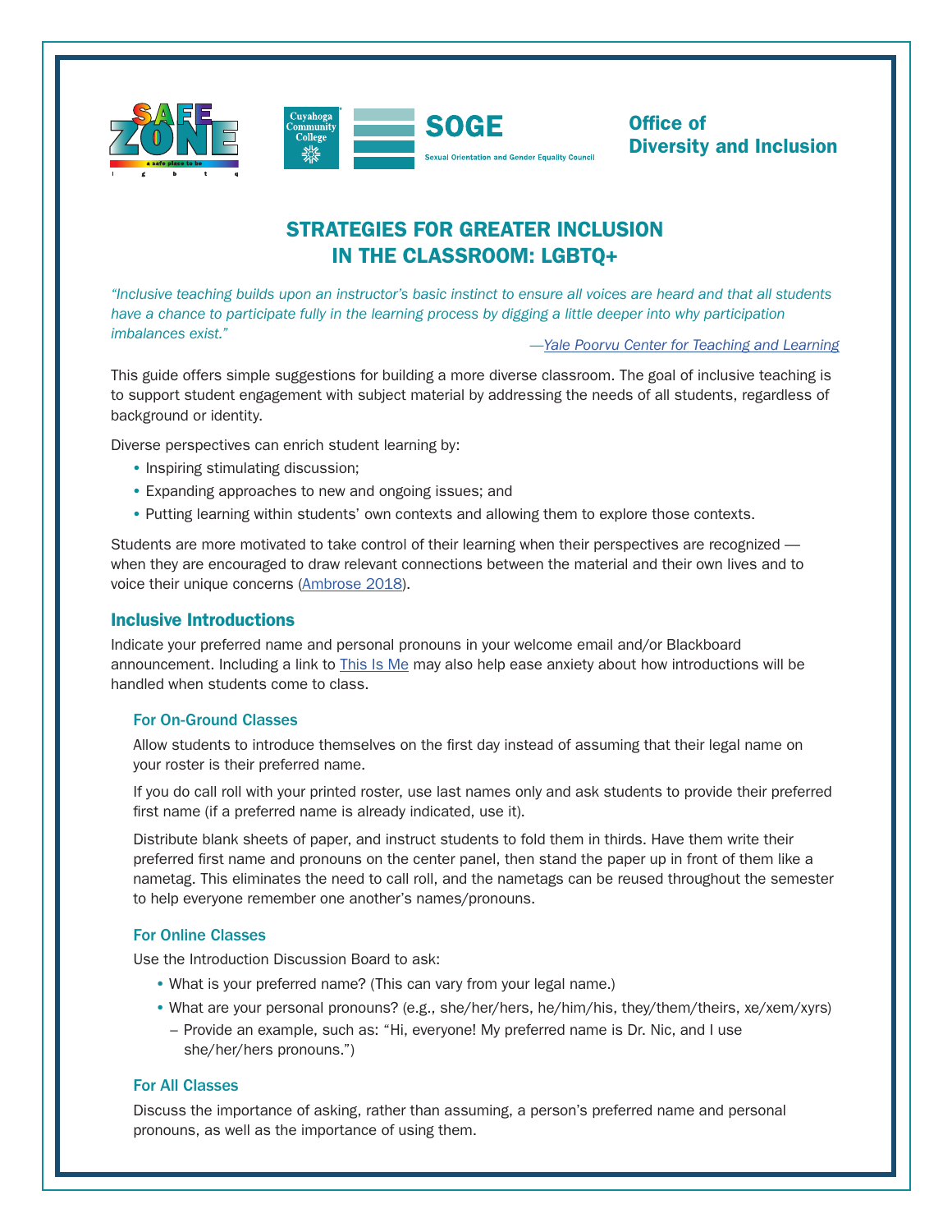Office of
Diversity and Inclusion

# STRATEGIES FOR GREATER INCLUSION IN THE CLASSROOM: LGBTQ+

*"Inclusive teaching builds upon an instructor's basic instinct to ensure all voices are heard and that all students have a chance to participate fully in the learning process by digging a little deeper into why participation imbalances exist."*

—*Yale Poorvu Center for Teaching and Learning*

This guide offers simple suggestions for building a more diverse classroom. The goal of inclusive teaching is to support student engagement with subject material by addressing the needs of all students, regardless of background or identity.

Diverse perspectives can enrich student learning by:

- Inspiring stimulating discussion;
- Expanding approaches to new and ongoing issues; and
- Putting learning within students' own contexts and allowing them to explore those contexts.

Students are more motivated to take control of their learning when their perspectives are recognized — when they are encouraged to draw relevant connections between the material and their own lives and to voice their unique concerns (Ambrose 2018).

## Inclusive Introductions

Indicate your preferred name and personal pronouns in your welcome email and/or Blackboard announcement. Including a link to This Is Me may also help ease anxiety about how introductions will be handled when students come to class.

### For On-Ground Classes

Allow students to introduce themselves on the first day instead of assuming that their legal name on your roster is their preferred name.

If you do call roll with your printed roster, use last names only and ask students to provide their preferred first name (if a preferred name is already indicated, use it).

Distribute blank sheets of paper, and instruct students to fold them in thirds. Have them write their preferred first name and pronouns on the center panel, then stand the paper up in front of them like a nametag. This eliminates the need to call roll, and the nametags can be reused throughout the semester to help everyone remember one another's names/pronouns.

### For Online Classes

Use the Introduction Discussion Board to ask:

- What is your preferred name? (This can vary from your legal name.)
- What are your personal pronouns? (e.g., she/her/hers, he/him/his, they/them/theirs, xe/xem/xyrs)
  - Provide an example, such as: "Hi, everyone! My preferred name is Dr. Nic, and I use she/her/hers pronouns.")

### For All Classes

Discuss the importance of asking, rather than assuming, a person's preferred name and personal pronouns, as well as the importance of using them.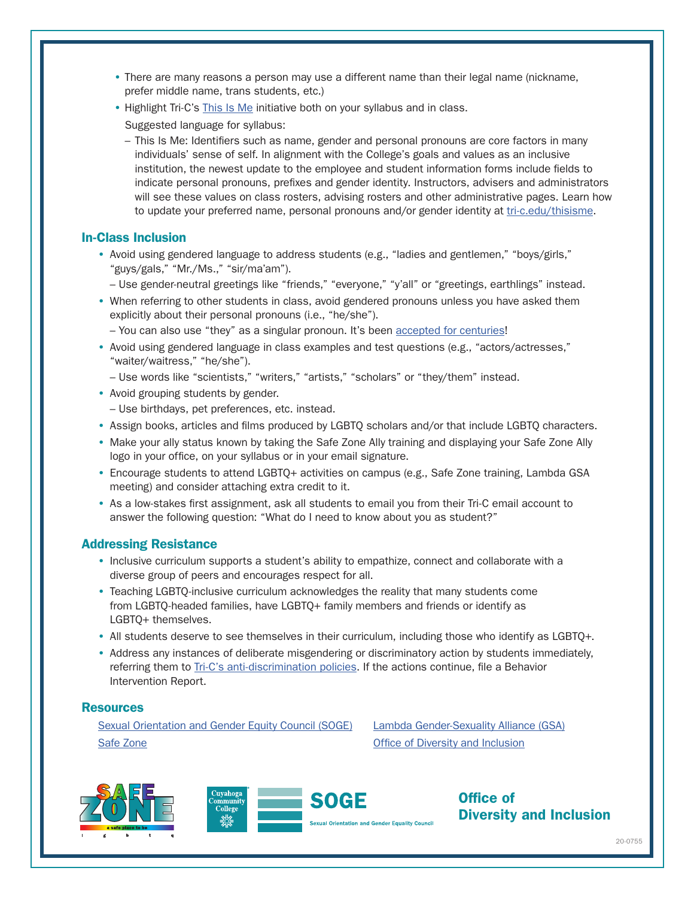- There are many reasons a person may use a different name than their legal name (nickname, prefer middle name, trans students, etc.)
- Highlight Tri-C's This Is Me initiative both on your syllabus and in class.

  Suggested language for syllabus:

  – This Is Me: Identifiers such as name, gender and personal pronouns are core factors in many individuals' sense of self. In alignment with the College's goals and values as an inclusive institution, the newest update to the employee and student information forms include fields to indicate personal pronouns, prefixes and gender identity. Instructors, advisers and administrators will see these values on class rosters, advising rosters and other administrative pages. Learn how to update your preferred name, personal pronouns and/or gender identity at tri-c.edu/thisisme.

## In-Class Inclusion

- Avoid using gendered language to address students (e.g., "ladies and gentlemen," "boys/girls," "guys/gals," "Mr./Ms.," "sir/ma'am").
  – Use gender-neutral greetings like "friends," "everyone," "y'all" or "greetings, earthlings" instead.
- When referring to other students in class, avoid gendered pronouns unless you have asked them explicitly about their personal pronouns (i.e., "he/she").
  – You can also use "they" as a singular pronoun. It's been accepted for centuries!
- Avoid using gendered language in class examples and test questions (e.g., "actors/actresses," "waiter/waitress," "he/she").
  – Use words like "scientists," "writers," "artists," "scholars" or "they/them" instead.
- Avoid grouping students by gender.
  – Use birthdays, pet preferences, etc. instead.
- Assign books, articles and films produced by LGBTQ scholars and/or that include LGBTQ characters.
- Make your ally status known by taking the Safe Zone Ally training and displaying your Safe Zone Ally logo in your office, on your syllabus or in your email signature.
- Encourage students to attend LGBTQ+ activities on campus (e.g., Safe Zone training, Lambda GSA meeting) and consider attaching extra credit to it.
- As a low-stakes first assignment, ask all students to email you from their Tri-C email account to answer the following question: "What do I need to know about you as student?"

## Addressing Resistance

- Inclusive curriculum supports a student's ability to empathize, connect and collaborate with a diverse group of peers and encourages respect for all.
- Teaching LGBTQ-inclusive curriculum acknowledges the reality that many students come from LGBTQ-headed families, have LGBTQ+ family members and friends or identify as LGBTQ+ themselves.
- All students deserve to see themselves in their curriculum, including those who identify as LGBTQ+.
- Address any instances of deliberate misgendering or discriminatory action by students immediately, referring them to Tri-C's anti-discrimination policies. If the actions continue, file a Behavior Intervention Report.

## Resources

Sexual Orientation and Gender Equity Council (SOGE)

Lambda Gender-Sexuality Alliance (GSA)

Safe Zone

Office of Diversity and Inclusion

SAFE ZONE a safe place to be l g b t q

Cuyahoga Community College

SOGE Sexual Orientation and Gender Equality Council

Office of Diversity and Inclusion

20-0755